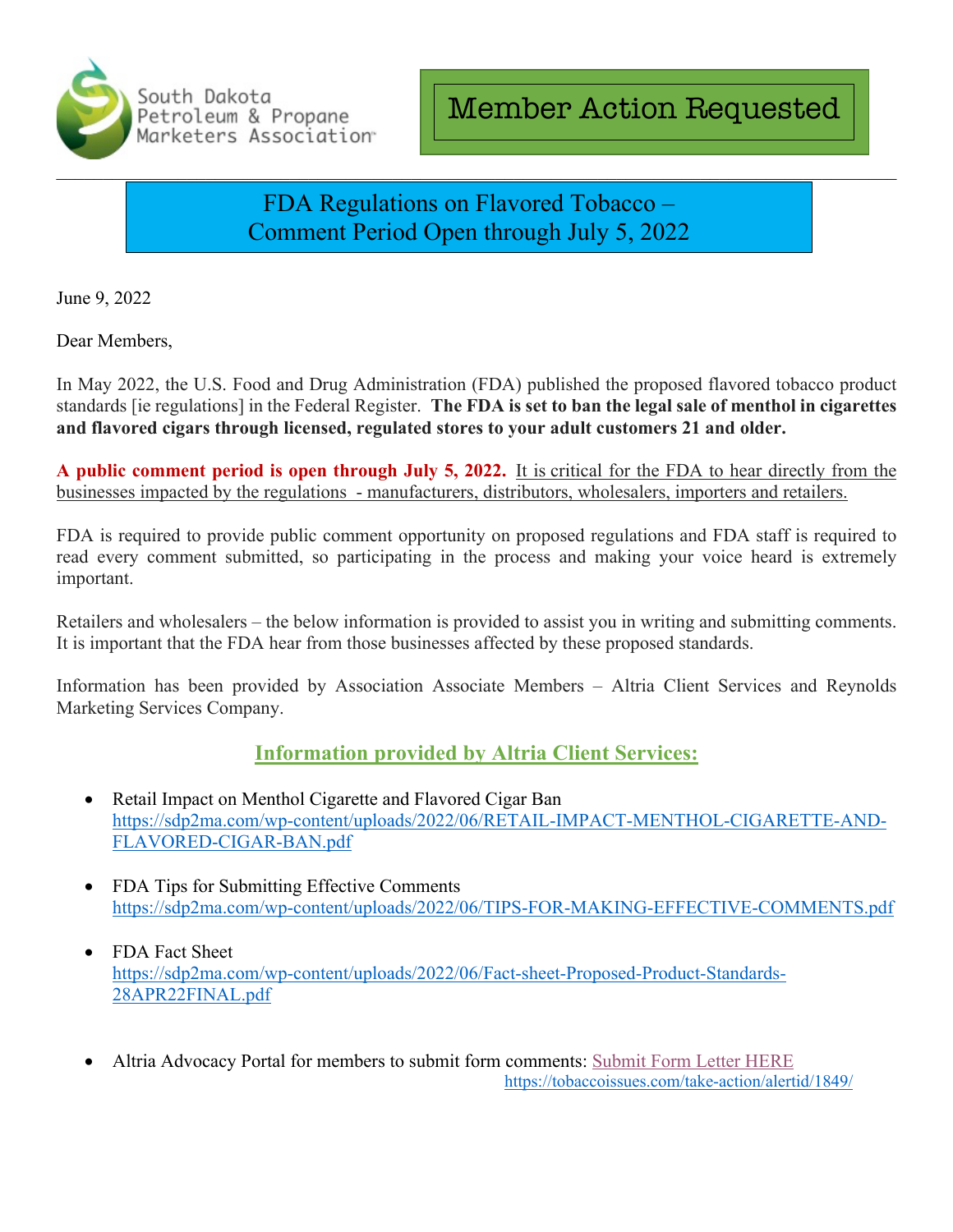South Dakota Petroleum & Propane Marketers Association

**Member Action Requested**

## FDA Regulations on Flavored Tobacco – Comment Period Open through July 5, 2022

June 9, 2022

Dear Members,

In May 2022, the U.S. Food and Drug Administration (FDA) published the proposed flavored tobacco product standards [ie regulations] in the Federal Register. **The FDA is set to ban the legal sale of menthol in cigarettes and flavored cigars through licensed, regulated stores to your adult customers 21 and older.**

**A public comment period is open through July 5, 2022.** It is critical for the FDA to hear directly from the businesses impacted by the regulations - manufacturers, distributors, wholesalers, importers and retailers.

FDA is required to provide public comment opportunity on proposed regulations and FDA staff is required to read every comment submitted, so participating in the process and making your voice heard is extremely important.

Retailers and wholesalers – the below information is provided to assist you in writing and submitting comments. It is important that the FDA hear from those businesses affected by these proposed standards.

Information has been provided by Association Associate Members – Altria Client Services and Reynolds Marketing Services Company.

### Information provided by Altria Client Services:

- Retail Impact on Menthol Cigarette and Flavored Cigar Ban
  https://sdp2ma.com/wp-content/uploads/2022/06/RETAIL-IMPACT-MENTHOL-CIGARETTE-AND-FLAVORED-CIGAR-BAN.pdf

- FDA Tips for Submitting Effective Comments
  https://sdp2ma.com/wp-content/uploads/2022/06/TIPS-FOR-MAKING-EFFECTIVE-COMMENTS.pdf

- FDA Fact Sheet
  https://sdp2ma.com/wp-content/uploads/2022/06/Fact-sheet-Proposed-Product-Standards-28APR22FINAL.pdf

- Altria Advocacy Portal for members to submit form comments: Submit Form Letter HERE
  https://tobaccoissues.com/take-action/alertid/1849/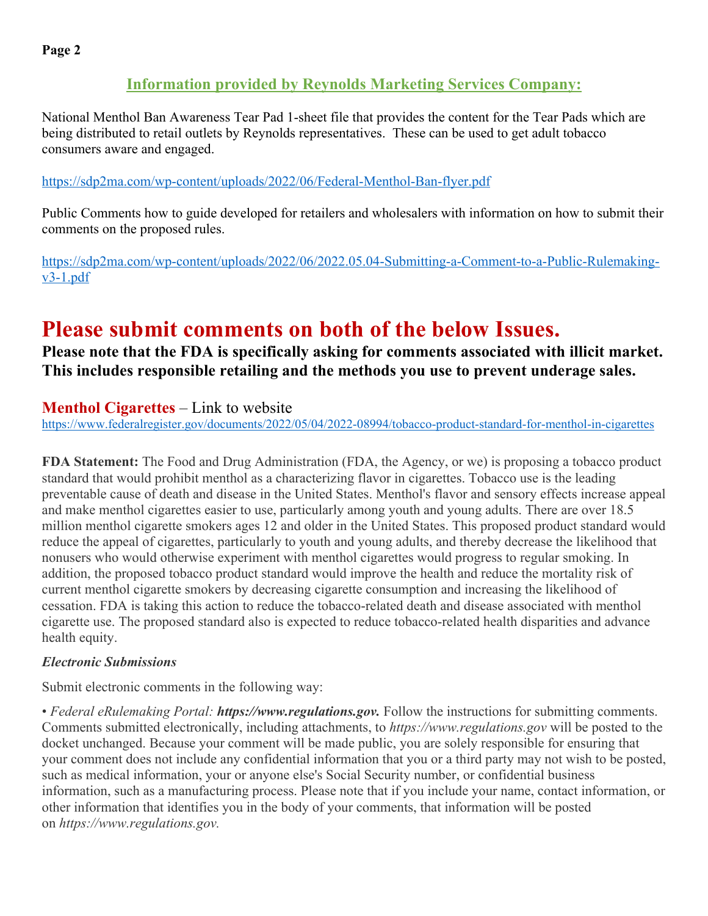## Information provided by Reynolds Marketing Services Company:

National Menthol Ban Awareness Tear Pad 1-sheet file that provides the content for the Tear Pads which are being distributed to retail outlets by Reynolds representatives. These can be used to get adult tobacco consumers aware and engaged.

https://sdp2ma.com/wp-content/uploads/2022/06/Federal-Menthol-Ban-flyer.pdf

Public Comments how to guide developed for retailers and wholesalers with information on how to submit their comments on the proposed rules.

https://sdp2ma.com/wp-content/uploads/2022/06/2022.05.04-Submitting-a-Comment-to-a-Public-Rulemaking-v3-1.pdf

# Please submit comments on both of the below Issues.

**Please note that the FDA is specifically asking for comments associated with illicit market. This includes responsible retailing and the methods you use to prevent underage sales.**

### Menthol Cigarettes – Link to website

https://www.federalregister.gov/documents/2022/05/04/2022-08994/tobacco-product-standard-for-menthol-in-cigarettes

**FDA Statement:** The Food and Drug Administration (FDA, the Agency, or we) is proposing a tobacco product standard that would prohibit menthol as a characterizing flavor in cigarettes. Tobacco use is the leading preventable cause of death and disease in the United States. Menthol's flavor and sensory effects increase appeal and make menthol cigarettes easier to use, particularly among youth and young adults. There are over 18.5 million menthol cigarette smokers ages 12 and older in the United States. This proposed product standard would reduce the appeal of cigarettes, particularly to youth and young adults, and thereby decrease the likelihood that nonusers who would otherwise experiment with menthol cigarettes would progress to regular smoking. In addition, the proposed tobacco product standard would improve the health and reduce the mortality risk of current menthol cigarette smokers by decreasing cigarette consumption and increasing the likelihood of cessation. FDA is taking this action to reduce the tobacco-related death and disease associated with menthol cigarette use. The proposed standard also is expected to reduce tobacco-related health disparities and advance health equity.

***Electronic Submissions***

Submit electronic comments in the following way:

• *Federal eRulemaking Portal:* ***https://www.regulations.gov.*** Follow the instructions for submitting comments. Comments submitted electronically, including attachments, to *https://www.regulations.gov* will be posted to the docket unchanged. Because your comment will be made public, you are solely responsible for ensuring that your comment does not include any confidential information that you or a third party may not wish to be posted, such as medical information, your or anyone else's Social Security number, or confidential business information, such as a manufacturing process. Please note that if you include your name, contact information, or other information that identifies you in the body of your comments, that information will be posted on *https://www.regulations.gov.*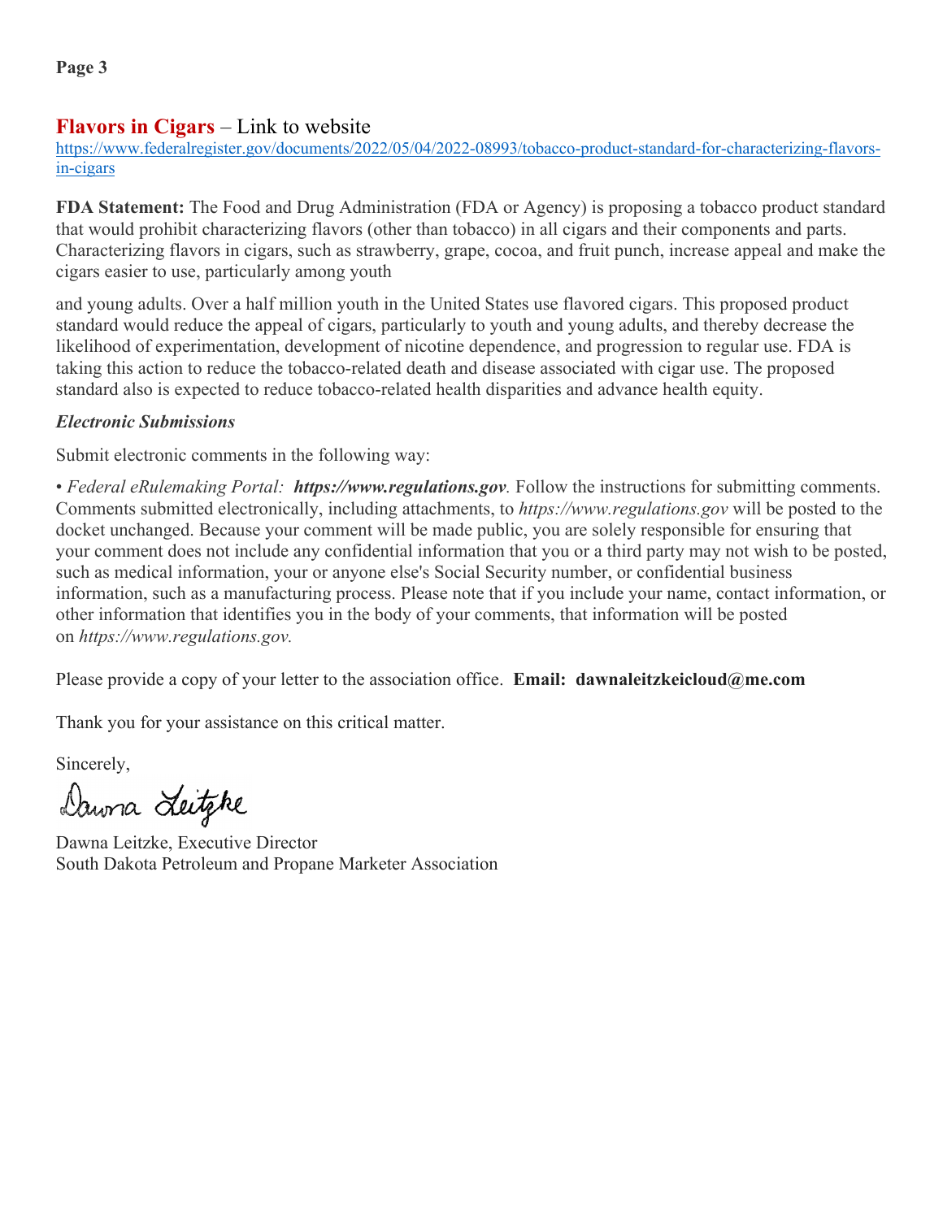## **Flavors in Cigars** – Link to website

https://www.federalregister.gov/documents/2022/05/04/2022-08993/tobacco-product-standard-for-characterizing-flavors-in-cigars

**FDA Statement:** The Food and Drug Administration (FDA or Agency) is proposing a tobacco product standard that would prohibit characterizing flavors (other than tobacco) in all cigars and their components and parts. Characterizing flavors in cigars, such as strawberry, grape, cocoa, and fruit punch, increase appeal and make the cigars easier to use, particularly among youth

and young adults. Over a half million youth in the United States use flavored cigars. This proposed product standard would reduce the appeal of cigars, particularly to youth and young adults, and thereby decrease the likelihood of experimentation, development of nicotine dependence, and progression to regular use. FDA is taking this action to reduce the tobacco-related death and disease associated with cigar use. The proposed standard also is expected to reduce tobacco-related health disparities and advance health equity.

***Electronic Submissions***

Submit electronic comments in the following way:

• *Federal eRulemaking Portal:* ***https://www.regulations.gov****.* Follow the instructions for submitting comments. Comments submitted electronically, including attachments, to *https://www.regulations.gov* will be posted to the docket unchanged. Because your comment will be made public, you are solely responsible for ensuring that your comment does not include any confidential information that you or a third party may not wish to be posted, such as medical information, your or anyone else's Social Security number, or confidential business information, such as a manufacturing process. Please note that if you include your name, contact information, or other information that identifies you in the body of your comments, that information will be posted on *https://www.regulations.gov.*

Please provide a copy of your letter to the association office. **Email: dawnaleitzkeicloud@me.com**

Thank you for your assistance on this critical matter.

Sincerely,

Dawna Leitzke

Dawna Leitzke, Executive Director
South Dakota Petroleum and Propane Marketer Association